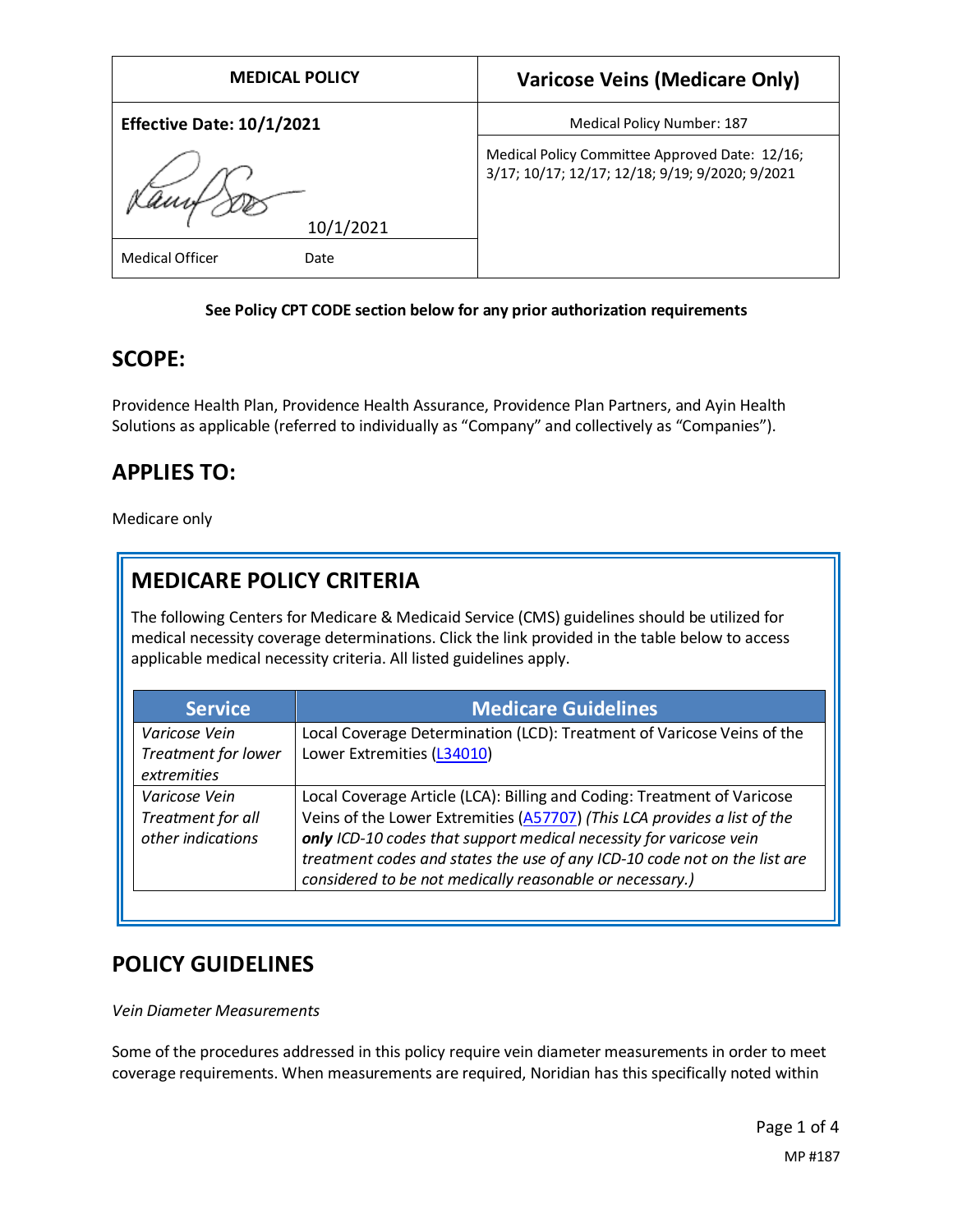| MEDICAL POLICY | Varicose Veins (Medicare Only) |
| --- | --- |
| **Effective Date: 10/1/2021** | Medical Policy Number: 187 |
| 10/1/2021 | Medical Policy Committee Approved Date: 12/16; 3/17; 10/17; 12/17; 12/18; 9/19; 9/2020; 9/2021 |
| Medical Officer Date | |

**See Policy CPT CODE section below for any prior authorization requirements**

## SCOPE:

Providence Health Plan, Providence Health Assurance, Providence Plan Partners, and Ayin Health Solutions as applicable (referred to individually as "Company" and collectively as "Companies").

## APPLIES TO:

Medicare only

## MEDICARE POLICY CRITERIA

The following Centers for Medicare & Medicaid Service (CMS) guidelines should be utilized for medical necessity coverage determinations. Click the link provided in the table below to access applicable medical necessity criteria. All listed guidelines apply.

| Service | Medicare Guidelines |
| --- | --- |
| *Varicose Vein Treatment for lower extremities* | Local Coverage Determination (LCD): Treatment of Varicose Veins of the Lower Extremities (L34010) |
| *Varicose Vein Treatment for all other indications* | Local Coverage Article (LCA): Billing and Coding: Treatment of Varicose Veins of the Lower Extremities (A57707) *(This LCA provides a list of the **only** ICD-10 codes that support medical necessity for varicose vein treatment codes and states the use of any ICD-10 code not on the list are considered to be not medically reasonable or necessary.)* |

## POLICY GUIDELINES

*Vein Diameter Measurements*

Some of the procedures addressed in this policy require vein diameter measurements in order to meet coverage requirements. When measurements are required, Noridian has this specifically noted within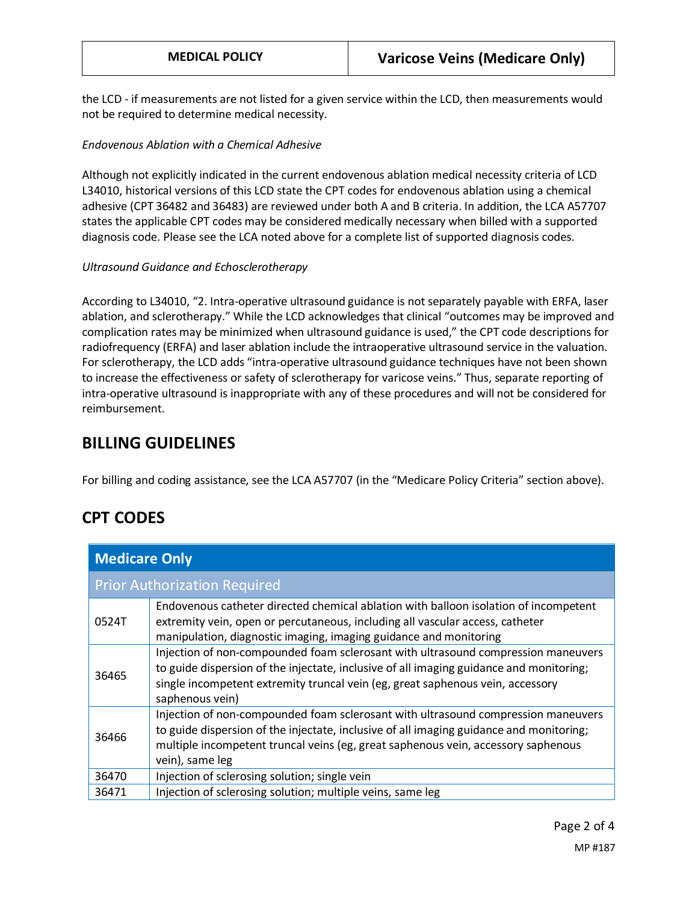the LCD - if measurements are not listed for a given service within the LCD, then measurements would not be required to determine medical necessity.

*Endovenous Ablation with a Chemical Adhesive*

Although not explicitly indicated in the current endovenous ablation medical necessity criteria of LCD L34010, historical versions of this LCD state the CPT codes for endovenous ablation using a chemical adhesive (CPT 36482 and 36483) are reviewed under both A and B criteria. In addition, the LCA A57707 states the applicable CPT codes may be considered medically necessary when billed with a supported diagnosis code. Please see the LCA noted above for a complete list of supported diagnosis codes.

*Ultrasound Guidance and Echosclerotherapy*

According to L34010, "2. Intra-operative ultrasound guidance is not separately payable with ERFA, laser ablation, and sclerotherapy." While the LCD acknowledges that clinical "outcomes may be improved and complication rates may be minimized when ultrasound guidance is used," the CPT code descriptions for radiofrequency (ERFA) and laser ablation include the intraoperative ultrasound service in the valuation. For sclerotherapy, the LCD adds "intra-operative ultrasound guidance techniques have not been shown to increase the effectiveness or safety of sclerotherapy for varicose veins." Thus, separate reporting of intra-operative ultrasound is inappropriate with any of these procedures and will not be considered for reimbursement.

## BILLING GUIDELINES

For billing and coding assistance, see the LCA A57707 (in the "Medicare Policy Criteria" section above).

## CPT CODES

| **Medicare Only** | |
|---|---|
| Prior Authorization Required | |
| 0524T | Endovenous catheter directed chemical ablation with balloon isolation of incompetent extremity vein, open or percutaneous, including all vascular access, catheter manipulation, diagnostic imaging, imaging guidance and monitoring |
| 36465 | Injection of non-compounded foam sclerosant with ultrasound compression maneuvers to guide dispersion of the injectate, inclusive of all imaging guidance and monitoring; single incompetent extremity truncal vein (eg, great saphenous vein, accessory saphenous vein) |
| 36466 | Injection of non-compounded foam sclerosant with ultrasound compression maneuvers to guide dispersion of the injectate, inclusive of all imaging guidance and monitoring; multiple incompetent truncal veins (eg, great saphenous vein, accessory saphenous vein), same leg |
| 36470 | Injection of sclerosing solution; single vein |
| 36471 | Injection of sclerosing solution; multiple veins, same leg |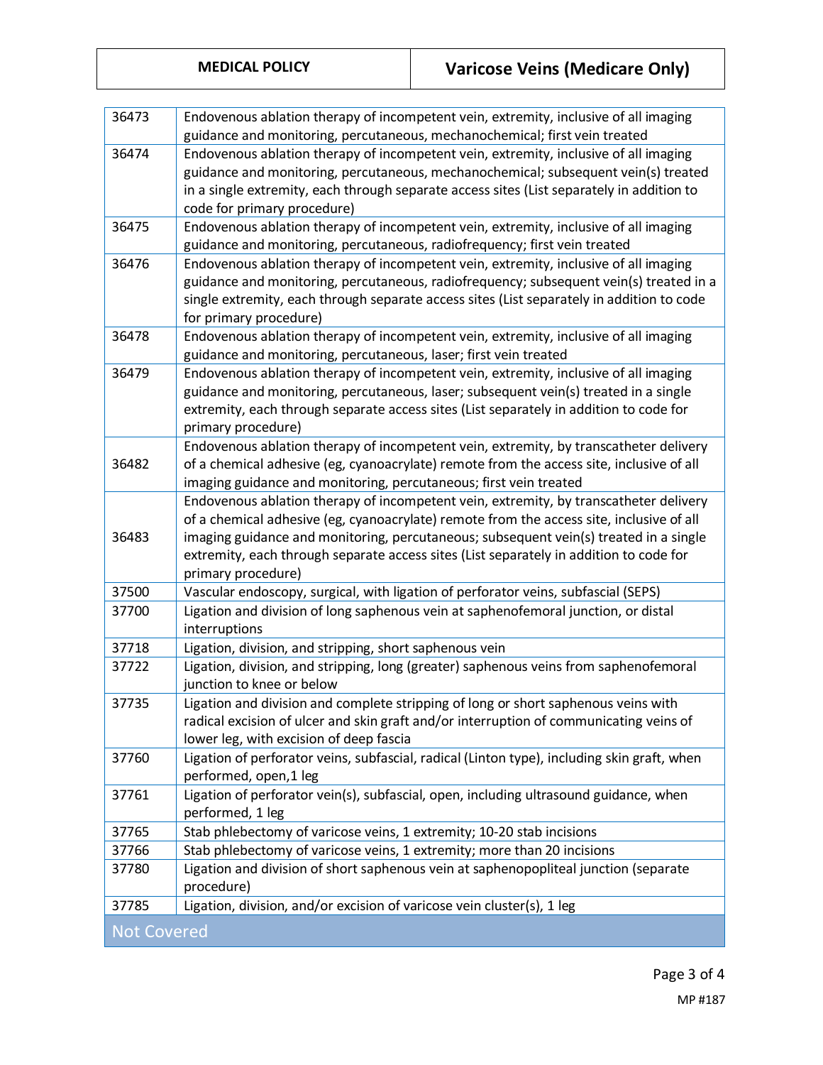| | |
|---|---|
| 36473 | Endovenous ablation therapy of incompetent vein, extremity, inclusive of all imaging guidance and monitoring, percutaneous, mechanochemical; first vein treated |
| 36474 | Endovenous ablation therapy of incompetent vein, extremity, inclusive of all imaging guidance and monitoring, percutaneous, mechanochemical; subsequent vein(s) treated in a single extremity, each through separate access sites (List separately in addition to code for primary procedure) |
| 36475 | Endovenous ablation therapy of incompetent vein, extremity, inclusive of all imaging guidance and monitoring, percutaneous, radiofrequency; first vein treated |
| 36476 | Endovenous ablation therapy of incompetent vein, extremity, inclusive of all imaging guidance and monitoring, percutaneous, radiofrequency; subsequent vein(s) treated in a single extremity, each through separate access sites (List separately in addition to code for primary procedure) |
| 36478 | Endovenous ablation therapy of incompetent vein, extremity, inclusive of all imaging guidance and monitoring, percutaneous, laser; first vein treated |
| 36479 | Endovenous ablation therapy of incompetent vein, extremity, inclusive of all imaging guidance and monitoring, percutaneous, laser; subsequent vein(s) treated in a single extremity, each through separate access sites (List separately in addition to code for primary procedure) |
| 36482 | Endovenous ablation therapy of incompetent vein, extremity, by transcatheter delivery of a chemical adhesive (eg, cyanoacrylate) remote from the access site, inclusive of all imaging guidance and monitoring, percutaneous; first vein treated |
| 36483 | Endovenous ablation therapy of incompetent vein, extremity, by transcatheter delivery of a chemical adhesive (eg, cyanoacrylate) remote from the access site, inclusive of all imaging guidance and monitoring, percutaneous; subsequent vein(s) treated in a single extremity, each through separate access sites (List separately in addition to code for primary procedure) |
| 37500 | Vascular endoscopy, surgical, with ligation of perforator veins, subfascial (SEPS) |
| 37700 | Ligation and division of long saphenous vein at saphenofemoral junction, or distal interruptions |
| 37718 | Ligation, division, and stripping, short saphenous vein |
| 37722 | Ligation, division, and stripping, long (greater) saphenous veins from saphenofemoral junction to knee or below |
| 37735 | Ligation and division and complete stripping of long or short saphenous veins with radical excision of ulcer and skin graft and/or interruption of communicating veins of lower leg, with excision of deep fascia |
| 37760 | Ligation of perforator veins, subfascial, radical (Linton type), including skin graft, when performed, open,1 leg |
| 37761 | Ligation of perforator vein(s), subfascial, open, including ultrasound guidance, when performed, 1 leg |
| 37765 | Stab phlebectomy of varicose veins, 1 extremity; 10-20 stab incisions |
| 37766 | Stab phlebectomy of varicose veins, 1 extremity; more than 20 incisions |
| 37780 | Ligation and division of short saphenous vein at saphenopopliteal junction (separate procedure) |
| 37785 | Ligation, division, and/or excision of varicose vein cluster(s), 1 leg |
| **Not Covered** | |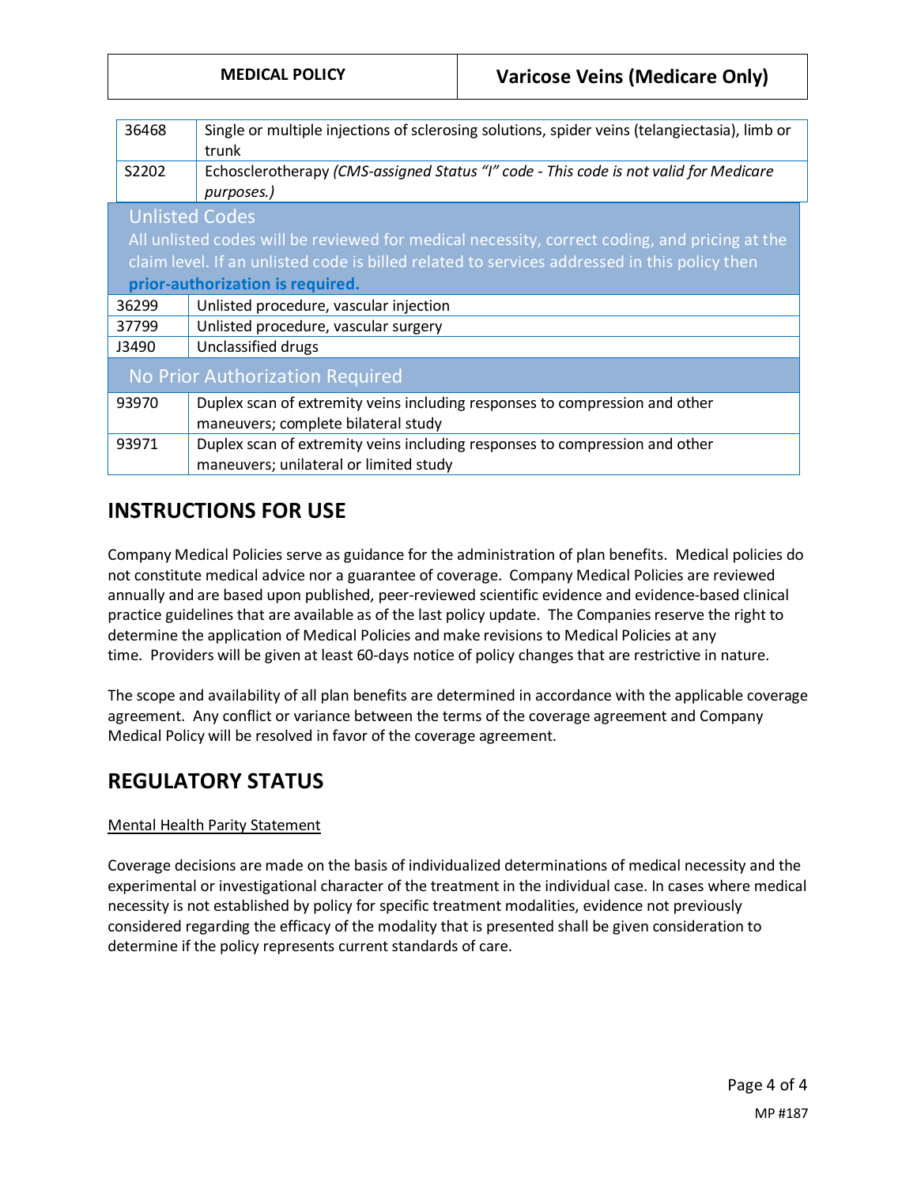| | |
|---|---|
| 36468 | Single or multiple injections of sclerosing solutions, spider veins (telangiectasia), limb or trunk |
| S2202 | Echosclerotherapy *(CMS-assigned Status "I" code - This code is not valid for Medicare purposes.)* |
| **Unlisted Codes** All unlisted codes will be reviewed for medical necessity, correct coding, and pricing at the claim level. If an unlisted code is billed related to services addressed in this policy then **prior-authorization is required.** | |
| 36299 | Unlisted procedure, vascular injection |
| 37799 | Unlisted procedure, vascular surgery |
| J3490 | Unclassified drugs |
| **No Prior Authorization Required** | |
| 93970 | Duplex scan of extremity veins including responses to compression and other maneuvers; complete bilateral study |
| 93971 | Duplex scan of extremity veins including responses to compression and other maneuvers; unilateral or limited study |

## INSTRUCTIONS FOR USE

Company Medical Policies serve as guidance for the administration of plan benefits. Medical policies do not constitute medical advice nor a guarantee of coverage. Company Medical Policies are reviewed annually and are based upon published, peer-reviewed scientific evidence and evidence-based clinical practice guidelines that are available as of the last policy update. The Companies reserve the right to determine the application of Medical Policies and make revisions to Medical Policies at any time. Providers will be given at least 60-days notice of policy changes that are restrictive in nature.

The scope and availability of all plan benefits are determined in accordance with the applicable coverage agreement. Any conflict or variance between the terms of the coverage agreement and Company Medical Policy will be resolved in favor of the coverage agreement.

## REGULATORY STATUS

Mental Health Parity Statement

Coverage decisions are made on the basis of individualized determinations of medical necessity and the experimental or investigational character of the treatment in the individual case. In cases where medical necessity is not established by policy for specific treatment modalities, evidence not previously considered regarding the efficacy of the modality that is presented shall be given consideration to determine if the policy represents current standards of care.